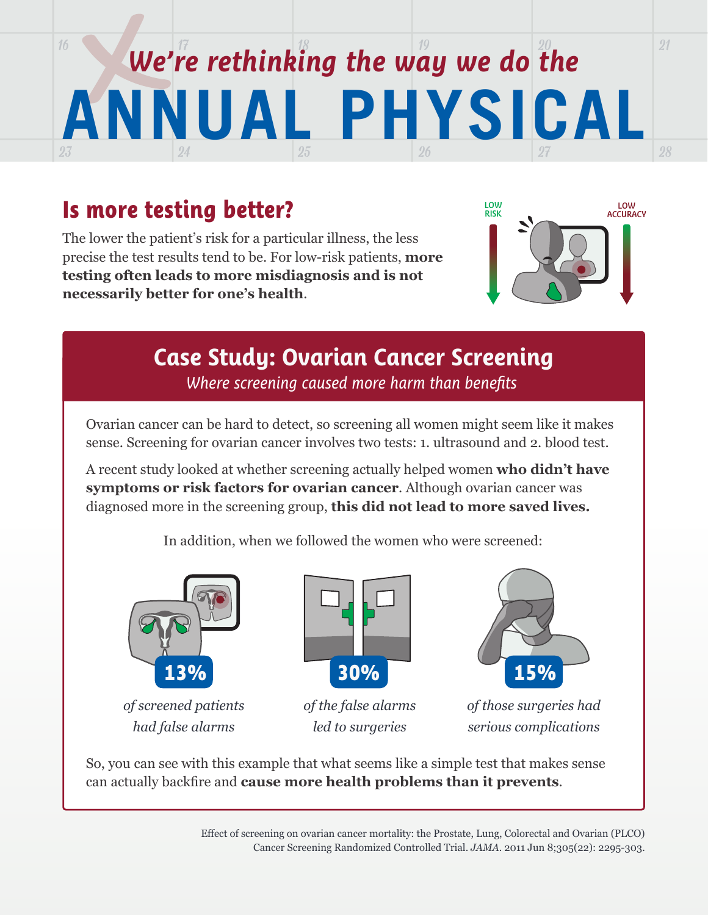*We're rethinking the way we do the*

# ANNUAL PHYSICAL

## Is more testing better?

The lower the patient's risk for a particular illness, the less precise the test results tend to be. For low-risk patients, **more testing often leads to more misdiagnosis and is not necessarily better for one's health**.

LOW RISK

LOW ACCURACY

## Case Study: Ovarian Cancer Screening

*Where screening caused more harm than benefits*

Ovarian cancer can be hard to detect, so screening all women might seem like it makes sense. Screening for ovarian cancer involves two tests: 1. ultrasound and 2. blood test.

A recent study looked at whether screening actually helped women **who didn't have symptoms or risk factors for ovarian cancer**. Although ovarian cancer was diagnosed more in the screening group, **this did not lead to more saved lives.**

In addition, when we followed the women who were screened:

**13%** *of screened patients had false alarms*

**30%** *of the false alarms led to surgeries*

**15%** *of those surgeries had serious complications*

So, you can see with this example that what seems like a simple test that makes sense can actually backfire and **cause more health problems than it prevents**.

Effect of screening on ovarian cancer mortality: the Prostate, Lung, Colorectal and Ovarian (PLCO) Cancer Screening Randomized Controlled Trial. *JAMA*. 2011 Jun 8;305(22): 2295-303.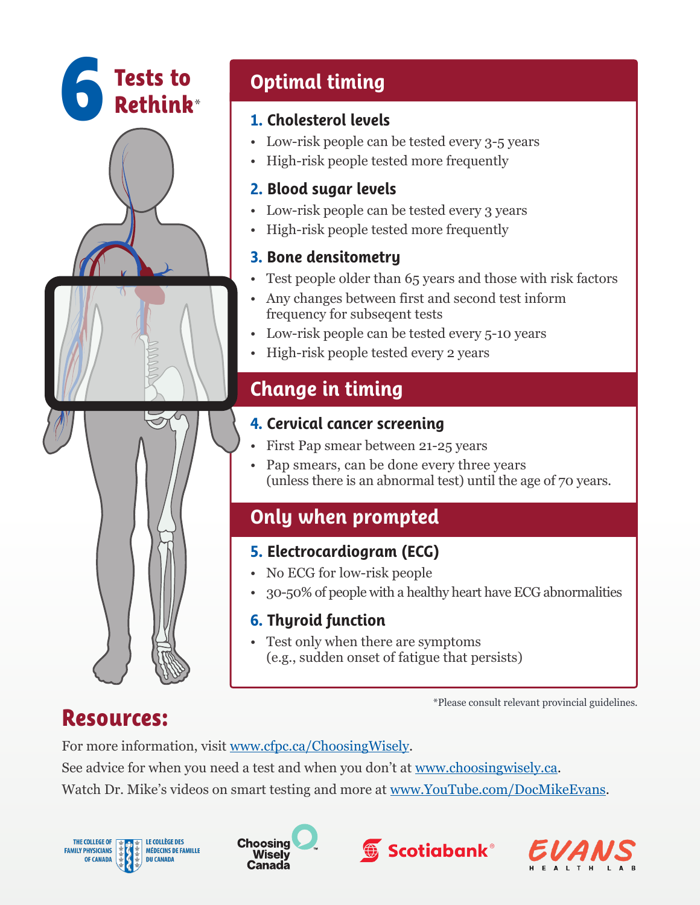# 6 Tests to Rethink*

## Optimal timing

### 1. Cholesterol levels

- Low-risk people can be tested every 3-5 years
- High-risk people tested more frequently

### 2. Blood sugar levels

- Low-risk people can be tested every 3 years
- High-risk people tested more frequently

### 3. Bone densitometry

- Test people older than 65 years and those with risk factors
- Any changes between first and second test inform frequency for subseqent tests
- Low-risk people can be tested every 5-10 years
- High-risk people tested every 2 years

## Change in timing

### 4. Cervical cancer screening

- First Pap smear between 21-25 years
- Pap smears, can be done every three years (unless there is an abnormal test) until the age of 70 years.

## Only when prompted

### 5. Electrocardiogram (ECG)

- No ECG for low-risk people
- 30-50% of people with a healthy heart have ECG abnormalities

### 6. Thyroid function

- Test only when there are symptoms (e.g., sudden onset of fatigue that persists)

*Please consult relevant provincial guidelines.

## Resources:

For more information, visit www.cfpc.ca/ChoosingWisely.

See advice for when you need a test and when you don't at www.choosingwisely.ca.

Watch Dr. Mike's videos on smart testing and more at www.YouTube.com/DocMikeEvans.

The College of Family Physicians of Canada / Le Collège des Médecins de Famille du Canada

Choosing Wisely Canada™

Scotiabank®

EVANS HEALTH LAB